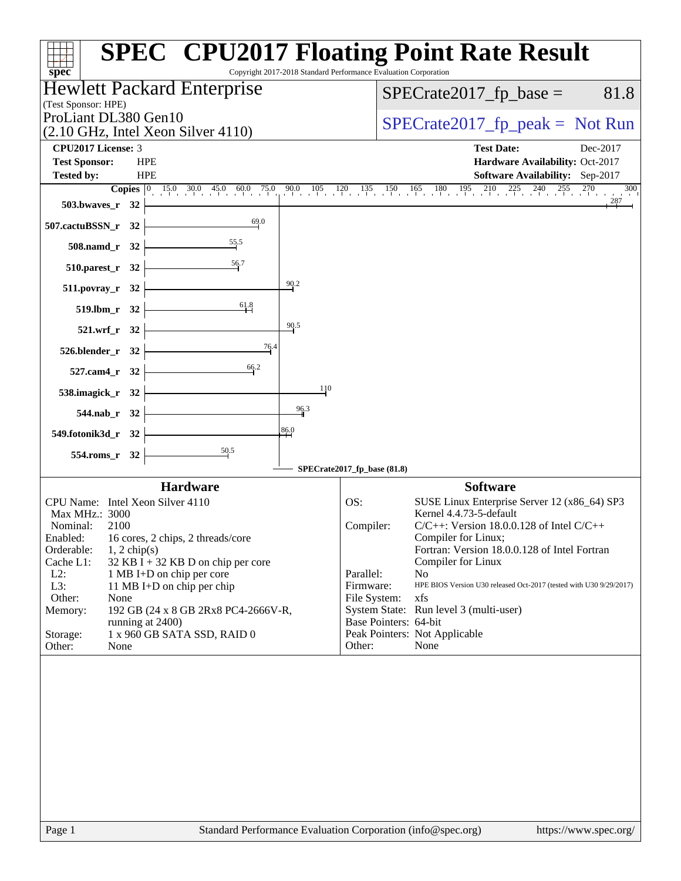# SPEC CPU2017 Floating Point Rate Result

Copyright 2017-2018 Standard Performance Evaluation Corporation

**Hewlett Packard Enterprise**
(Test Sponsor: HPE)
ProLiant DL380 Gen10
(2.10 GHz, Intel Xeon Silver 4110)

SPECrate2017_fp_base = 81.8

SPECrate2017_fp_peak = Not Run

| | | | |
|---|---|---|---|
| **CPU2017 License:** | 3 | **Test Date:** | Dec-2017 |
| **Test Sponsor:** | HPE | **Hardware Availability:** | Oct-2017 |
| **Tested by:** | HPE | **Software Availability:** | Sep-2017 |

| Benchmark | Copies | Base Ratio |
|---|---|---|
| 503.bwaves_r | 32 | 287 |
| 507.cactuBSSN_r | 32 | 69.0 |
| 508.namd_r | 32 | 55.5 |
| 510.parest_r | 32 | 56.7 |
| 511.povray_r | 32 | 90.2 |
| 519.lbm_r | 32 | 61.8 |
| 521.wrf_r | 32 | 90.5 |
| 526.blender_r | 32 | 76.4 |
| 527.cam4_r | 32 | 66.2 |
| 538.imagick_r | 32 | 110 |
| 544.nab_r | 32 | 96.3 |
| 549.fotonik3d_r | 32 | 86.0 |
| 554.roms_r | 32 | 50.5 |

SPECrate2017_fp_base (81.8)

## Hardware

- **CPU Name:** Intel Xeon Silver 4110
- **Max MHz.:** 3000
- **Nominal:** 2100
- **Enabled:** 16 cores, 2 chips, 2 threads/core
- **Orderable:** 1, 2 chip(s)
- **Cache L1:** 32 KB I + 32 KB D on chip per core
- **L2:** 1 MB I+D on chip per core
- **L3:** 11 MB I+D on chip per chip
- **Other:** None
- **Memory:** 192 GB (24 x 8 GB 2Rx8 PC4-2666V-R, running at 2400)
- **Storage:** 1 x 960 GB SATA SSD, RAID 0
- **Other:** None

## Software

- **OS:** SUSE Linux Enterprise Server 12 (x86_64) SP3 Kernel 4.4.73-5-default
- **Compiler:** C/C++: Version 18.0.0.128 of Intel C/C++ Compiler for Linux; Fortran: Version 18.0.0.128 of Intel Fortran Compiler for Linux
- **Parallel:** No
- **Firmware:** HPE BIOS Version U30 released Oct-2017 (tested with U30 9/29/2017)
- **File System:** xfs
- **System State:** Run level 3 (multi-user)
- **Base Pointers:** 64-bit
- **Peak Pointers:** Not Applicable
- **Other:** None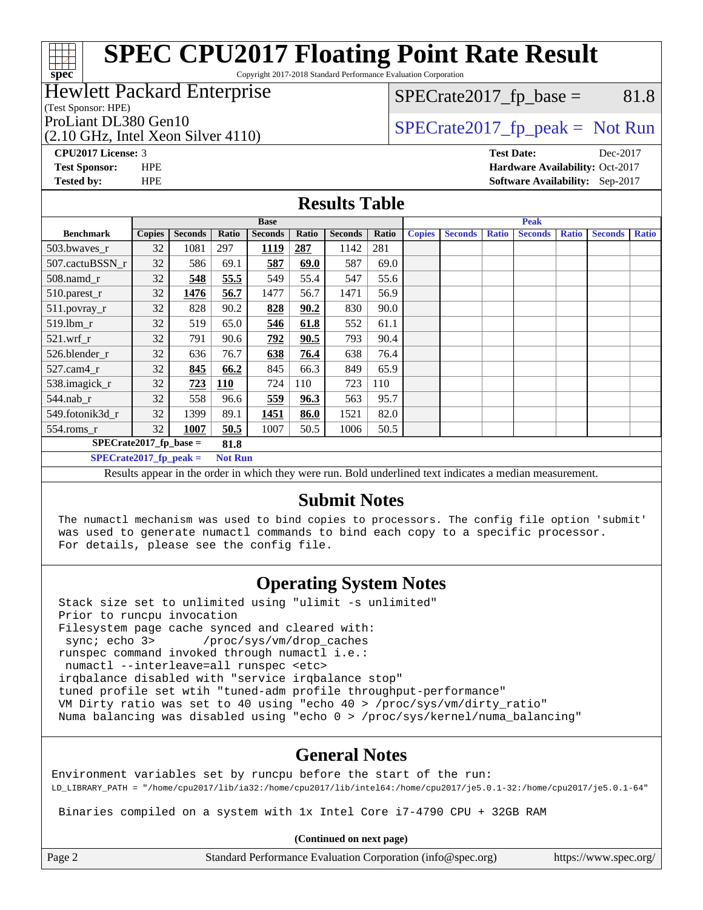# SPEC CPU2017 Floating Point Rate Result

Copyright 2017-2018 Standard Performance Evaluation Corporation

**Hewlett Packard Enterprise**
(Test Sponsor: HPE)
ProLiant DL380 Gen10
(2.10 GHz, Intel Xeon Silver 4110)

SPECrate2017_fp_base = 81.8
SPECrate2017_fp_peak = Not Run

**CPU2017 License:** 3
**Test Sponsor:** HPE
**Tested by:** HPE

**Test Date:** Dec-2017
**Hardware Availability:** Oct-2017
**Software Availability:** Sep-2017

## Results Table

| | Base | | | | | | | Peak | | | | | | |
|---|---|---|---|---|---|---|---|---|---|---|---|---|---|---|
| **Benchmark** | **Copies** | **Seconds** | **Ratio** | **Seconds** | **Ratio** | **Seconds** | **Ratio** | **Copies** | **Seconds** | **Ratio** | **Seconds** | **Ratio** | **Seconds** | **Ratio** |
| 503.bwaves_r | 32 | 1081 | 297 | **1119** | **287** | 1142 | 281 | | | | | | | |
| 507.cactuBSSN_r | 32 | 586 | 69.1 | **587** | **69.0** | 587 | 69.0 | | | | | | | |
| 508.namd_r | 32 | **548** | **55.5** | 549 | 55.4 | 547 | 55.6 | | | | | | | |
| 510.parest_r | 32 | **1476** | **56.7** | 1477 | 56.7 | 1471 | 56.9 | | | | | | | |
| 511.povray_r | 32 | 828 | 90.2 | **828** | **90.2** | 830 | 90.0 | | | | | | | |
| 519.lbm_r | 32 | 519 | 65.0 | **546** | **61.8** | 552 | 61.1 | | | | | | | |
| 521.wrf_r | 32 | 791 | 90.6 | **792** | **90.5** | 793 | 90.4 | | | | | | | |
| 526.blender_r | 32 | 636 | 76.7 | **638** | **76.4** | 638 | 76.4 | | | | | | | |
| 527.cam4_r | 32 | **845** | **66.2** | 845 | 66.3 | 849 | 65.9 | | | | | | | |
| 538.imagick_r | 32 | **723** | **110** | 724 | 110 | 723 | 110 | | | | | | | |
| 544.nab_r | 32 | 558 | 96.6 | **559** | **96.3** | 563 | 95.7 | | | | | | | |
| 549.fotonik3d_r | 32 | 1399 | 89.1 | **1451** | **86.0** | 1521 | 82.0 | | | | | | | |
| 554.roms_r | 32 | **1007** | **50.5** | 1007 | 50.5 | 1006 | 50.5 | | | | | | | |

**SPECrate2017_fp_base = 81.8**

**SPECrate2017_fp_peak = Not Run**

Results appear in the order in which they were run. Bold underlined text indicates a median measurement.

## Submit Notes

```
The numactl mechanism was used to bind copies to processors. The config file option 'submit'
was used to generate numactl commands to bind each copy to a specific processor.
For details, please see the config file.
```

## Operating System Notes

```
Stack size set to unlimited using "ulimit -s unlimited"
Prior to runcpu invocation
Filesystem page cache synced and cleared with:
 sync; echo 3>       /proc/sys/vm/drop_caches
runspec command invoked through numactl i.e.:
 numactl --interleave=all runspec <etc>
irqbalance disabled with "service irqbalance stop"
tuned profile set wtih "tuned-adm profile throughput-performance"
VM Dirty ratio was set to 40 using "echo 40 > /proc/sys/vm/dirty_ratio"
Numa balancing was disabled using "echo 0 > /proc/sys/kernel/numa_balancing"
```

## General Notes

```
Environment variables set by runcpu before the start of the run:
LD_LIBRARY_PATH = "/home/cpu2017/lib/ia32:/home/cpu2017/lib/intel64:/home/cpu2017/je5.0.1-32:/home/cpu2017/je5.0.1-64"

 Binaries compiled on a system with 1x Intel Core i7-4790 CPU + 32GB RAM
```

**(Continued on next page)**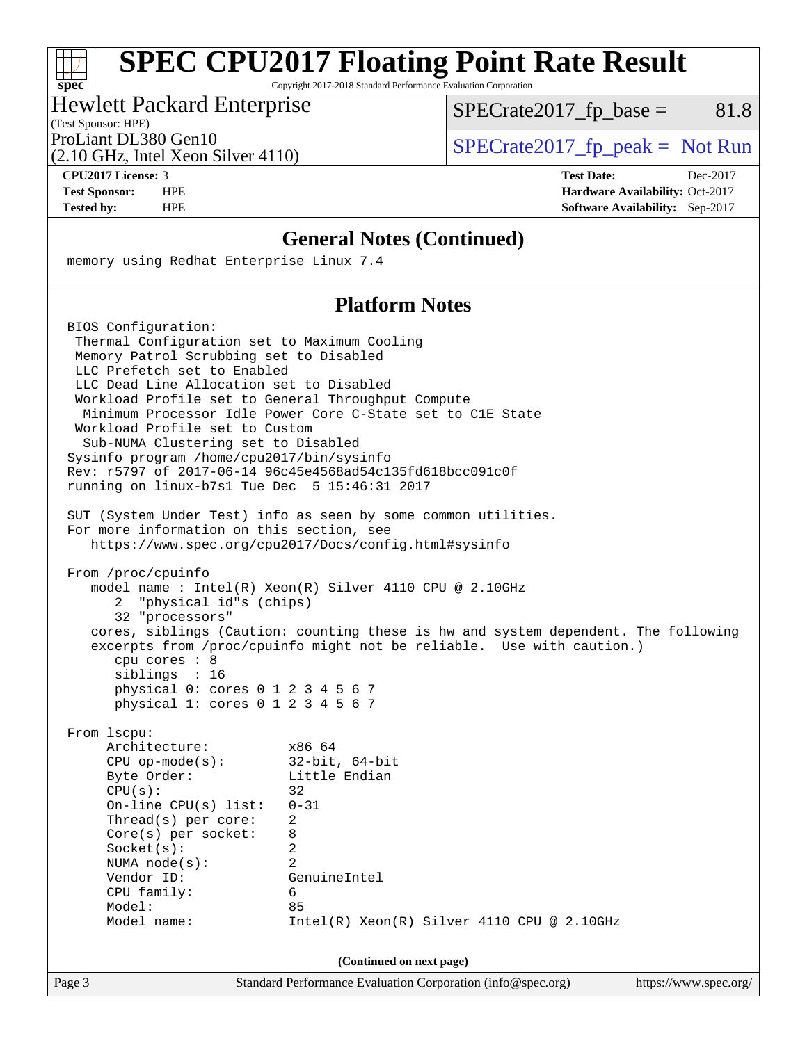# SPEC CPU2017 Floating Point Rate Result

Copyright 2017-2018 Standard Performance Evaluation Corporation

Hewlett Packard Enterprise
(Test Sponsor: HPE)
ProLiant DL380 Gen10
(2.10 GHz, Intel Xeon Silver 4110)

SPECrate2017_fp_base = 81.8

SPECrate2017_fp_peak = Not Run

**CPU2017 License:** 3
**Test Sponsor:** HPE
**Tested by:** HPE

**Test Date:** Dec-2017
**Hardware Availability:** Oct-2017
**Software Availability:** Sep-2017

## General Notes (Continued)

```
memory using Redhat Enterprise Linux 7.4
```

## Platform Notes

```
BIOS Configuration:
 Thermal Configuration set to Maximum Cooling
 Memory Patrol Scrubbing set to Disabled
 LLC Prefetch set to Enabled
 LLC Dead Line Allocation set to Disabled
 Workload Profile set to General Throughput Compute
  Minimum Processor Idle Power Core C-State set to C1E State
 Workload Profile set to Custom
  Sub-NUMA Clustering set to Disabled
Sysinfo program /home/cpu2017/bin/sysinfo
Rev: r5797 of 2017-06-14 96c45e4568ad54c135fd618bcc091c0f
running on linux-b7s1 Tue Dec  5 15:46:31 2017

SUT (System Under Test) info as seen by some common utilities.
For more information on this section, see
   https://www.spec.org/cpu2017/Docs/config.html#sysinfo

From /proc/cpuinfo
   model name : Intel(R) Xeon(R) Silver 4110 CPU @ 2.10GHz
      2  "physical id"s (chips)
      32 "processors"
   cores, siblings (Caution: counting these is hw and system dependent. The following
   excerpts from /proc/cpuinfo might not be reliable.  Use with caution.)
      cpu cores : 8
      siblings  : 16
      physical 0: cores 0 1 2 3 4 5 6 7
      physical 1: cores 0 1 2 3 4 5 6 7

From lscpu:
     Architecture:          x86_64
     CPU op-mode(s):        32-bit, 64-bit
     Byte Order:            Little Endian
     CPU(s):                32
     On-line CPU(s) list:   0-31
     Thread(s) per core:    2
     Core(s) per socket:    8
     Socket(s):             2
     NUMA node(s):          2
     Vendor ID:             GenuineIntel
     CPU family:            6
     Model:                 85
     Model name:            Intel(R) Xeon(R) Silver 4110 CPU @ 2.10GHz
```

**(Continued on next page)**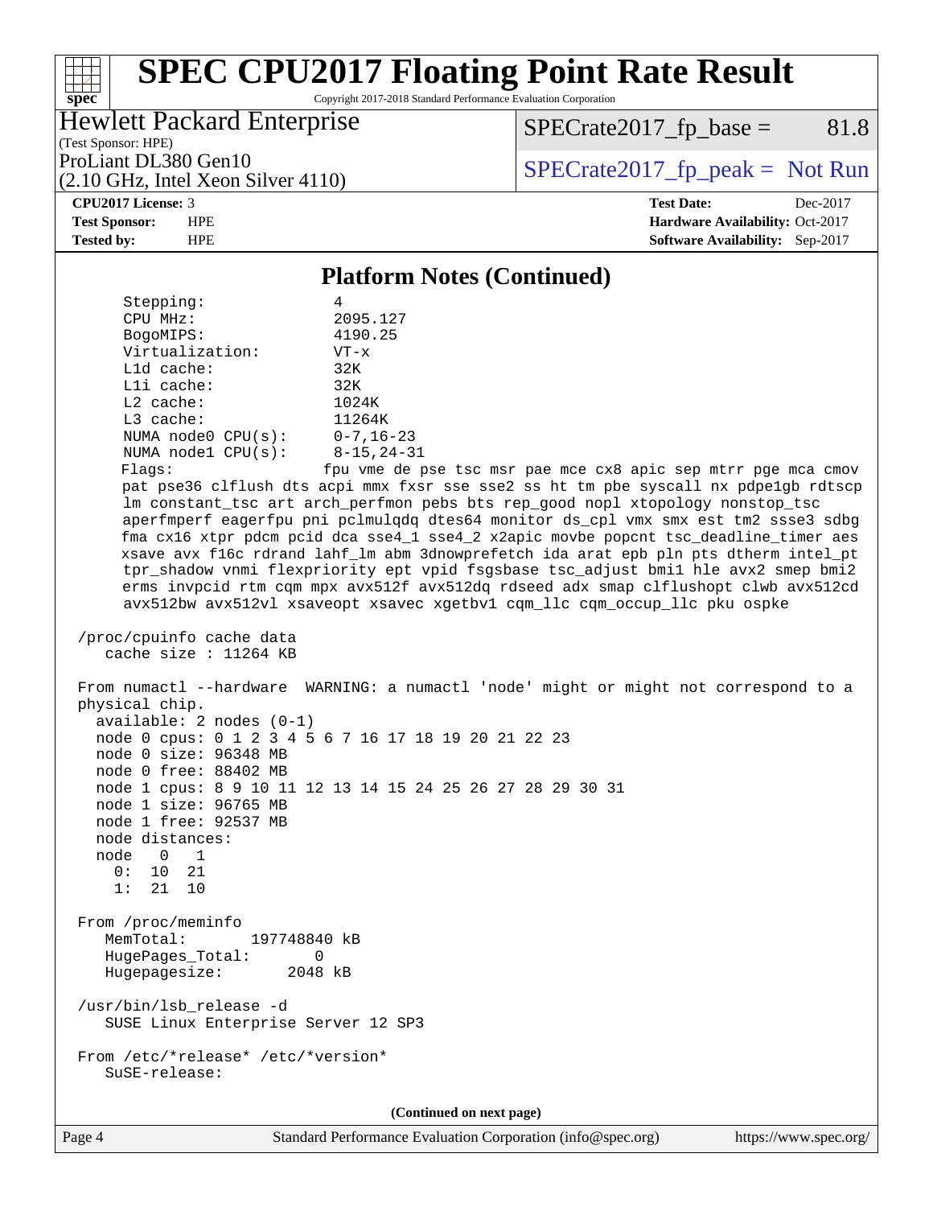# SPEC CPU2017 Floating Point Rate Result

Copyright 2017-2018 Standard Performance Evaluation Corporation

**Hewlett Packard Enterprise**
(Test Sponsor: HPE)
ProLiant DL380 Gen10
(2.10 GHz, Intel Xeon Silver 4110)

SPECrate2017_fp_base = 81.8

SPECrate2017_fp_peak = Not Run

| | | | |
|---|---|---|---|
| **CPU2017 License:** | 3 | **Test Date:** | Dec-2017 |
| **Test Sponsor:** | HPE | **Hardware Availability:** | Oct-2017 |
| **Tested by:** | HPE | **Software Availability:** | Sep-2017 |

## Platform Notes (Continued)

```
      Stepping:              4
      CPU MHz:               2095.127
      BogoMIPS:              4190.25
      Virtualization:        VT-x
      L1d cache:             32K
      L1i cache:             32K
      L2 cache:              1024K
      L3 cache:              11264K
      NUMA node0 CPU(s):     0-7,16-23
      NUMA node1 CPU(s):     8-15,24-31
      Flags:                fpu vme de pse tsc msr pae mce cx8 apic sep mtrr pge mca cmov
      pat pse36 clflush dts acpi mmx fxsr sse sse2 ss ht tm pbe syscall nx pdpe1gb rdtscp
      lm constant_tsc art arch_perfmon pebs bts rep_good nopl xtopology nonstop_tsc
      aperfmperf eagerfpu pni pclmulqdq dtes64 monitor ds_cpl vmx smx est tm2 ssse3 sdbg
      fma cx16 xtpr pdcm pcid dca sse4_1 sse4_2 x2apic movbe popcnt tsc_deadline_timer aes
      xsave avx f16c rdrand lahf_lm abm 3dnowprefetch ida arat epb pln pts dtherm intel_pt
      tpr_shadow vnmi flexpriority ept vpid fsgsbase tsc_adjust bmi1 hle avx2 smep bmi2
      erms invpcid rtm cqm mpx avx512f avx512dq rdseed adx smap clflushopt clwb avx512cd
      avx512bw avx512vl xsaveopt xsavec xgetbv1 cqm_llc cqm_occup_llc pku ospke

 /proc/cpuinfo cache data
    cache size : 11264 KB

 From numactl --hardware  WARNING: a numactl 'node' might or might not correspond to a
 physical chip.
   available: 2 nodes (0-1)
   node 0 cpus: 0 1 2 3 4 5 6 7 16 17 18 19 20 21 22 23
   node 0 size: 96348 MB
   node 0 free: 88402 MB
   node 1 cpus: 8 9 10 11 12 13 14 15 24 25 26 27 28 29 30 31
   node 1 size: 96765 MB
   node 1 free: 92537 MB
   node distances:
   node   0   1
     0:  10  21
     1:  21  10

 From /proc/meminfo
    MemTotal:       197748840 kB
    HugePages_Total:       0
    Hugepagesize:       2048 kB

 /usr/bin/lsb_release -d
    SUSE Linux Enterprise Server 12 SP3

 From /etc/*release* /etc/*version*
    SuSE-release:
```

**(Continued on next page)**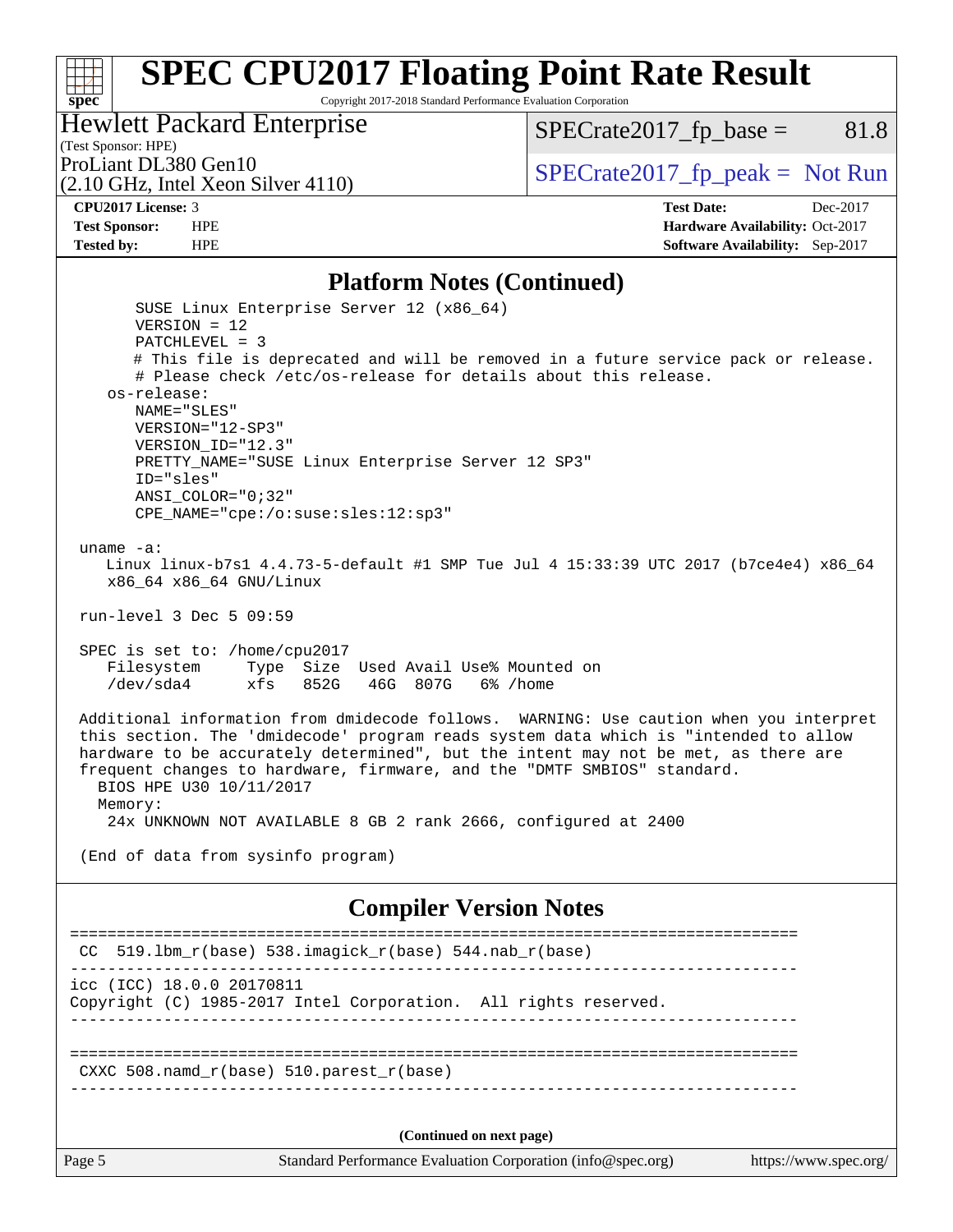## Platform Notes (Continued)

```
        SUSE Linux Enterprise Server 12 (x86_64)
        VERSION = 12
        PATCHLEVEL = 3
        # This file is deprecated and will be removed in a future service pack or release.
        # Please check /etc/os-release for details about this release.
    os-release:
        NAME="SLES"
        VERSION="12-SP3"
        VERSION_ID="12.3"
        PRETTY_NAME="SUSE Linux Enterprise Server 12 SP3"
        ID="sles"
        ANSI_COLOR="0;32"
        CPE_NAME="cpe:/o:suse:sles:12:sp3"

uname -a:
    Linux linux-b7s1 4.4.73-5-default #1 SMP Tue Jul 4 15:33:39 UTC 2017 (b7ce4e4) x86_64
    x86_64 x86_64 GNU/Linux

run-level 3 Dec 5 09:59

SPEC is set to: /home/cpu2017
    Filesystem     Type  Size  Used Avail Use% Mounted on
    /dev/sda4      xfs   852G   46G  807G   6% /home

Additional information from dmidecode follows.  WARNING: Use caution when you interpret
this section. The 'dmidecode' program reads system data which is "intended to allow
hardware to be accurately determined", but the intent may not be met, as there are
frequent changes to hardware, firmware, and the "DMTF SMBIOS" standard.
  BIOS HPE U30 10/11/2017
  Memory:
    24x UNKNOWN NOT AVAILABLE 8 GB 2 rank 2666, configured at 2400

(End of data from sysinfo program)
```

## Compiler Version Notes

```
==============================================================================
 CC  519.lbm_r(base) 538.imagick_r(base) 544.nab_r(base)
------------------------------------------------------------------------------
icc (ICC) 18.0.0 20170811
Copyright (C) 1985-2017 Intel Corporation.  All rights reserved.
------------------------------------------------------------------------------

==============================================================================
 CXXC 508.namd_r(base) 510.parest_r(base)
------------------------------------------------------------------------------
```

(Continued on next page)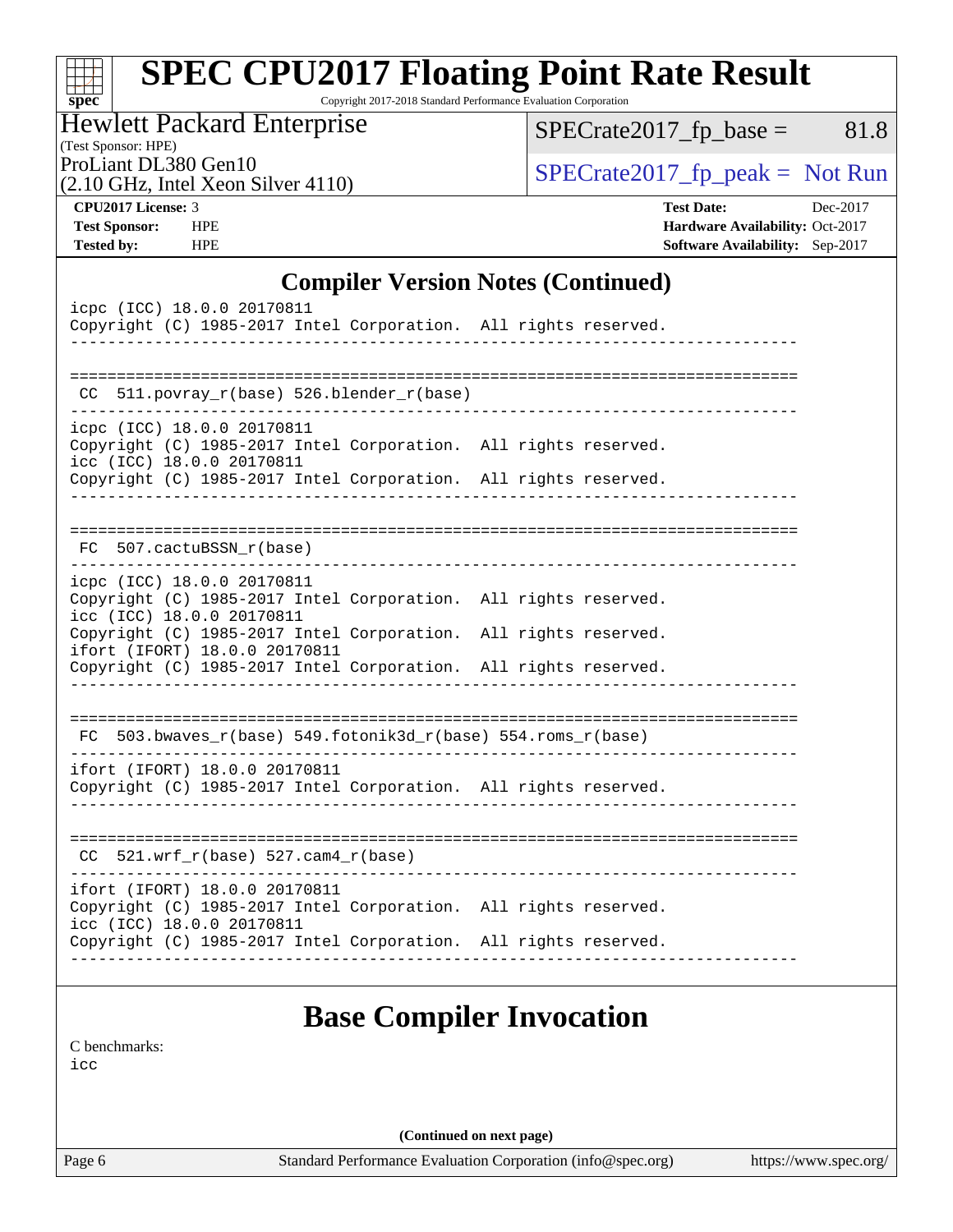# SPEC CPU2017 Floating Point Rate Result

Copyright 2017-2018 Standard Performance Evaluation Corporation

Hewlett Packard Enterprise
(Test Sponsor: HPE)
ProLiant DL380 Gen10
(2.10 GHz, Intel Xeon Silver 4110)

SPECrate2017_fp_base = 81.8

SPECrate2017_fp_peak = Not Run

**CPU2017 License:** 3
**Test Sponsor:** HPE
**Tested by:** HPE

**Test Date:** Dec-2017
**Hardware Availability:** Oct-2017
**Software Availability:** Sep-2017

## Compiler Version Notes (Continued)

```
icpc (ICC) 18.0.0 20170811
Copyright (C) 1985-2017 Intel Corporation.  All rights reserved.
------------------------------------------------------------------------------

==============================================================================
 CC  511.povray_r(base) 526.blender_r(base)
------------------------------------------------------------------------------
icpc (ICC) 18.0.0 20170811
Copyright (C) 1985-2017 Intel Corporation.  All rights reserved.
icc (ICC) 18.0.0 20170811
Copyright (C) 1985-2017 Intel Corporation.  All rights reserved.
------------------------------------------------------------------------------

==============================================================================
 FC  507.cactuBSSN_r(base)
------------------------------------------------------------------------------
icpc (ICC) 18.0.0 20170811
Copyright (C) 1985-2017 Intel Corporation.  All rights reserved.
icc (ICC) 18.0.0 20170811
Copyright (C) 1985-2017 Intel Corporation.  All rights reserved.
ifort (IFORT) 18.0.0 20170811
Copyright (C) 1985-2017 Intel Corporation.  All rights reserved.
------------------------------------------------------------------------------

==============================================================================
 FC  503.bwaves_r(base) 549.fotonik3d_r(base) 554.roms_r(base)
------------------------------------------------------------------------------
ifort (IFORT) 18.0.0 20170811
Copyright (C) 1985-2017 Intel Corporation.  All rights reserved.
------------------------------------------------------------------------------

==============================================================================
 CC  521.wrf_r(base) 527.cam4_r(base)
------------------------------------------------------------------------------
ifort (IFORT) 18.0.0 20170811
Copyright (C) 1985-2017 Intel Corporation.  All rights reserved.
icc (ICC) 18.0.0 20170811
Copyright (C) 1985-2017 Intel Corporation.  All rights reserved.
------------------------------------------------------------------------------
```

## Base Compiler Invocation

C benchmarks:
icc

**(Continued on next page)**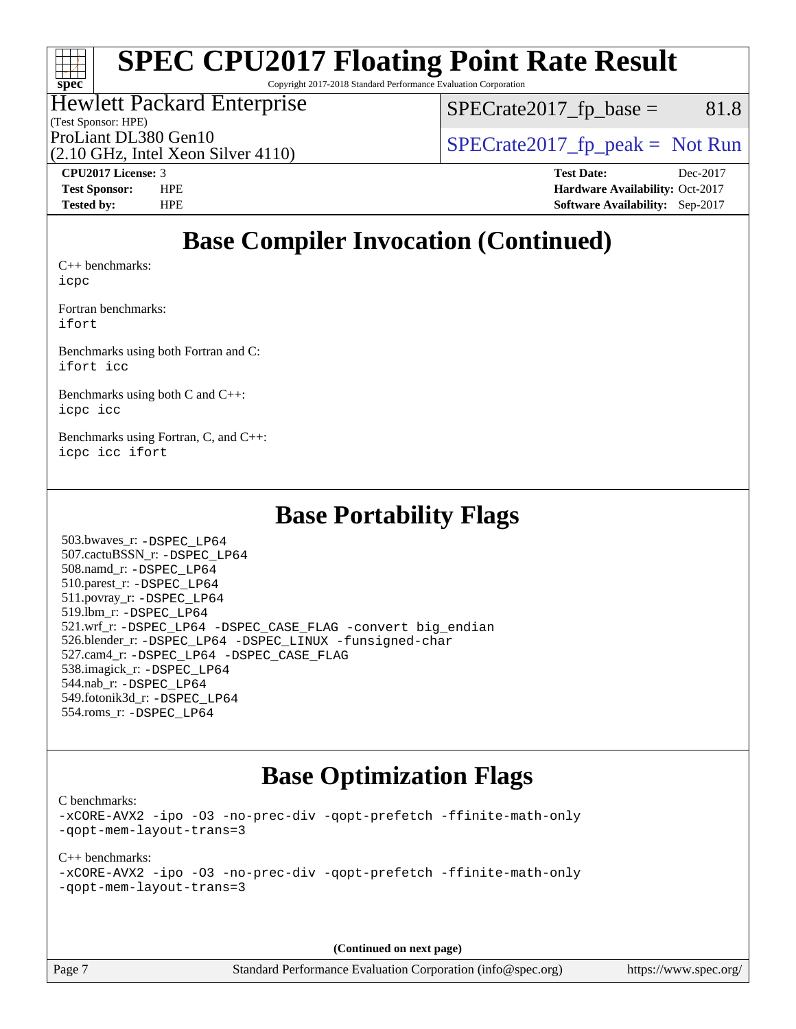# SPEC CPU2017 Floating Point Rate Result

Copyright 2017-2018 Standard Performance Evaluation Corporation

Hewlett Packard Enterprise
(Test Sponsor: HPE)

ProLiant DL380 Gen10
(2.10 GHz, Intel Xeon Silver 4110)

SPECrate2017_fp_base = 81.8

SPECrate2017_fp_peak = Not Run

**CPU2017 License:** 3
**Test Sponsor:** HPE
**Tested by:** HPE

**Test Date:** Dec-2017
**Hardware Availability:** Oct-2017
**Software Availability:** Sep-2017

## Base Compiler Invocation (Continued)

C++ benchmarks:
`icpc`

Fortran benchmarks:
`ifort`

Benchmarks using both Fortran and C:
`ifort icc`

Benchmarks using both C and C++:
`icpc icc`

Benchmarks using Fortran, C, and C++:
`icpc icc ifort`

## Base Portability Flags

503.bwaves_r: `-DSPEC_LP64`
507.cactuBSSN_r: `-DSPEC_LP64`
508.namd_r: `-DSPEC_LP64`
510.parest_r: `-DSPEC_LP64`
511.povray_r: `-DSPEC_LP64`
519.lbm_r: `-DSPEC_LP64`
521.wrf_r: `-DSPEC_LP64 -DSPEC_CASE_FLAG -convert big_endian`
526.blender_r: `-DSPEC_LP64 -DSPEC_LINUX -funsigned-char`
527.cam4_r: `-DSPEC_LP64 -DSPEC_CASE_FLAG`
538.imagick_r: `-DSPEC_LP64`
544.nab_r: `-DSPEC_LP64`
549.fotonik3d_r: `-DSPEC_LP64`
554.roms_r: `-DSPEC_LP64`

## Base Optimization Flags

C benchmarks:
`-xCORE-AVX2 -ipo -O3 -no-prec-div -qopt-prefetch -ffinite-math-only -qopt-mem-layout-trans=3`

C++ benchmarks:
`-xCORE-AVX2 -ipo -O3 -no-prec-div -qopt-prefetch -ffinite-math-only -qopt-mem-layout-trans=3`

**(Continued on next page)**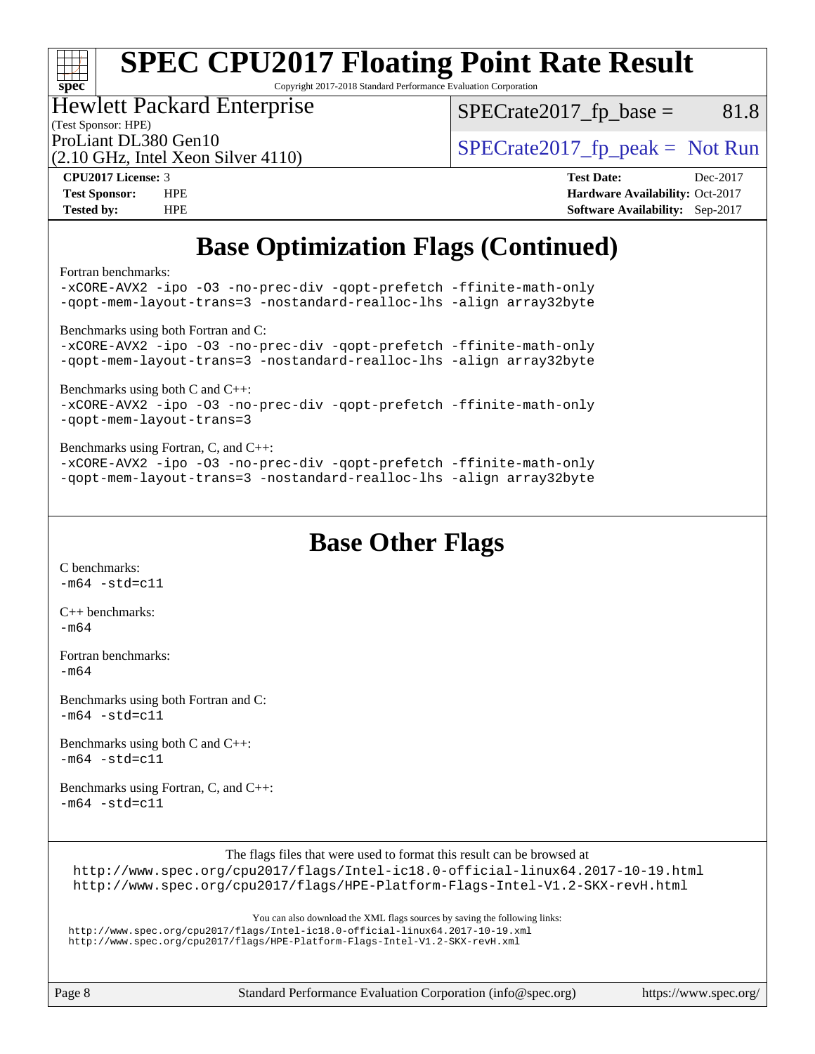# Base Optimization Flags (Continued)

Fortran benchmarks:

```
-xCORE-AVX2 -ipo -O3 -no-prec-div -qopt-prefetch -ffinite-math-only
-qopt-mem-layout-trans=3 -nostandard-realloc-lhs -align array32byte
```

Benchmarks using both Fortran and C:

```
-xCORE-AVX2 -ipo -O3 -no-prec-div -qopt-prefetch -ffinite-math-only
-qopt-mem-layout-trans=3 -nostandard-realloc-lhs -align array32byte
```

Benchmarks using both C and C++:

```
-xCORE-AVX2 -ipo -O3 -no-prec-div -qopt-prefetch -ffinite-math-only
-qopt-mem-layout-trans=3
```

Benchmarks using Fortran, C, and C++:

```
-xCORE-AVX2 -ipo -O3 -no-prec-div -qopt-prefetch -ffinite-math-only
-qopt-mem-layout-trans=3 -nostandard-realloc-lhs -align array32byte
```

# Base Other Flags

C benchmarks:

```
-m64 -std=c11
```

C++ benchmarks:

```
-m64
```

Fortran benchmarks:

```
-m64
```

Benchmarks using both Fortran and C:

```
-m64 -std=c11
```

Benchmarks using both C and C++:

```
-m64 -std=c11
```

Benchmarks using Fortran, C, and C++:

```
-m64 -std=c11
```

The flags files that were used to format this result can be browsed at
http://www.spec.org/cpu2017/flags/Intel-ic18.0-official-linux64.2017-10-19.html
http://www.spec.org/cpu2017/flags/HPE-Platform-Flags-Intel-V1.2-SKX-revH.html

You can also download the XML flags sources by saving the following links:
http://www.spec.org/cpu2017/flags/Intel-ic18.0-official-linux64.2017-10-19.xml
http://www.spec.org/cpu2017/flags/HPE-Platform-Flags-Intel-V1.2-SKX-revH.xml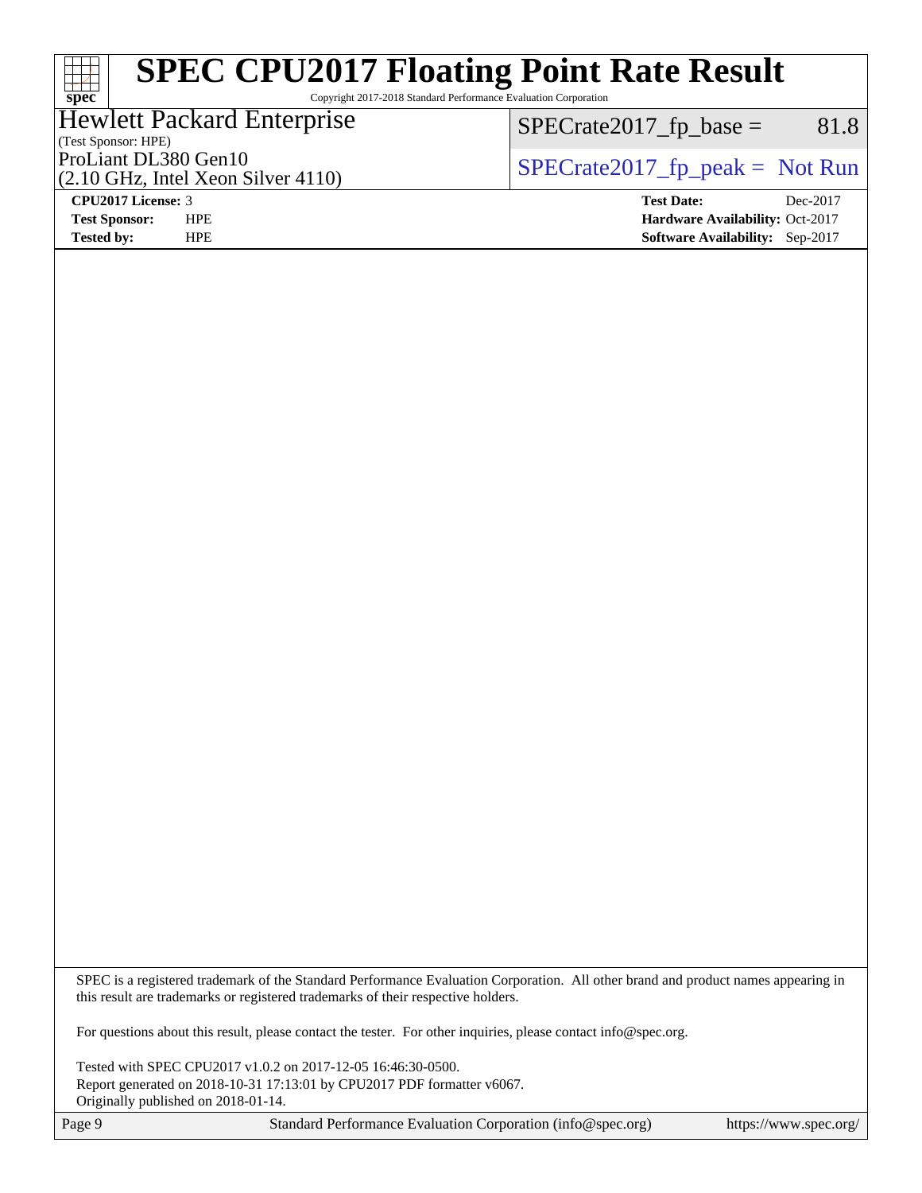# SPEC CPU2017 Floating Point Rate Result

Copyright 2017-2018 Standard Performance Evaluation Corporation

Hewlett Packard Enterprise
(Test Sponsor: HPE)
ProLiant DL380 Gen10
(2.10 GHz, Intel Xeon Silver 4110)

SPECrate2017_fp_base = 81.8

SPECrate2017_fp_peak = Not Run

**CPU2017 License:** 3
**Test Sponsor:** HPE
**Tested by:** HPE

**Test Date:** Dec-2017
**Hardware Availability:** Oct-2017
**Software Availability:** Sep-2017

SPEC is a registered trademark of the Standard Performance Evaluation Corporation. All other brand and product names appearing in this result are trademarks or registered trademarks of their respective holders.

For questions about this result, please contact the tester. For other inquiries, please contact info@spec.org.

Tested with SPEC CPU2017 v1.0.2 on 2017-12-05 16:46:30-0500.
Report generated on 2018-10-31 17:13:01 by CPU2017 PDF formatter v6067.
Originally published on 2018-01-14.